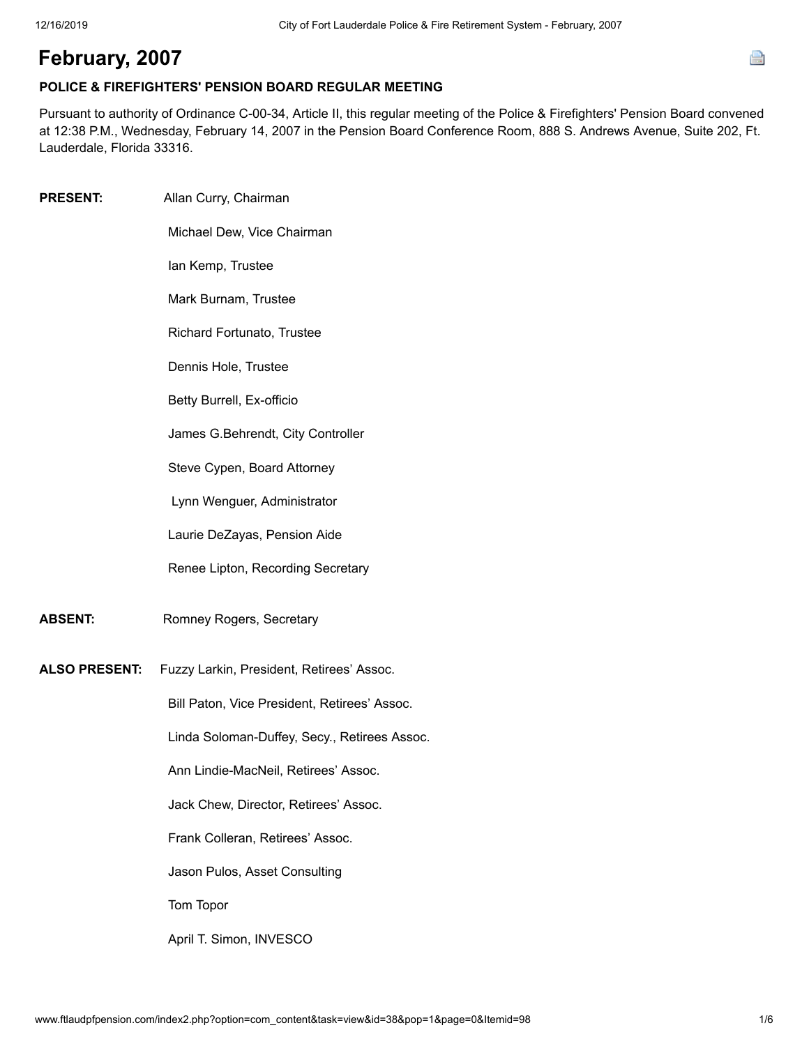# February, 2007

**POLICE & FIREFIGHTERS' PENSION BOARD REGULAR MEETING**

Pursuant to authority of Ordinance C-00-34, Article II, this regular meeting of the Police & Firefighters' Pension Board convened at 12:38 P.M., Wednesday, February 14, 2007 in the Pension Board Conference Room, 888 S. Andrews Avenue, Suite 202, Ft. Lauderdale, Florida 33316.

**PRESENT:**

Allan Curry, Chairman

Michael Dew, Vice Chairman

Ian Kemp, Trustee

Mark Burnam, Trustee

Richard Fortunato, Trustee

Dennis Hole, Trustee

Betty Burrell, Ex-officio

James G.Behrendt, City Controller

Steve Cypen, Board Attorney

Lynn Wenguer, Administrator

Laurie DeZayas, Pension Aide

Renee Lipton, Recording Secretary

**ABSENT:**

Romney Rogers, Secretary

**ALSO PRESENT:**

Fuzzy Larkin, President, Retirees' Assoc.

Bill Paton, Vice President, Retirees' Assoc.

Linda Soloman-Duffey, Secy., Retirees Assoc.

Ann Lindie-MacNeil, Retirees' Assoc.

Jack Chew, Director, Retirees' Assoc.

Frank Colleran, Retirees' Assoc.

Jason Pulos, Asset Consulting

Tom Topor

April T. Simon, INVESCO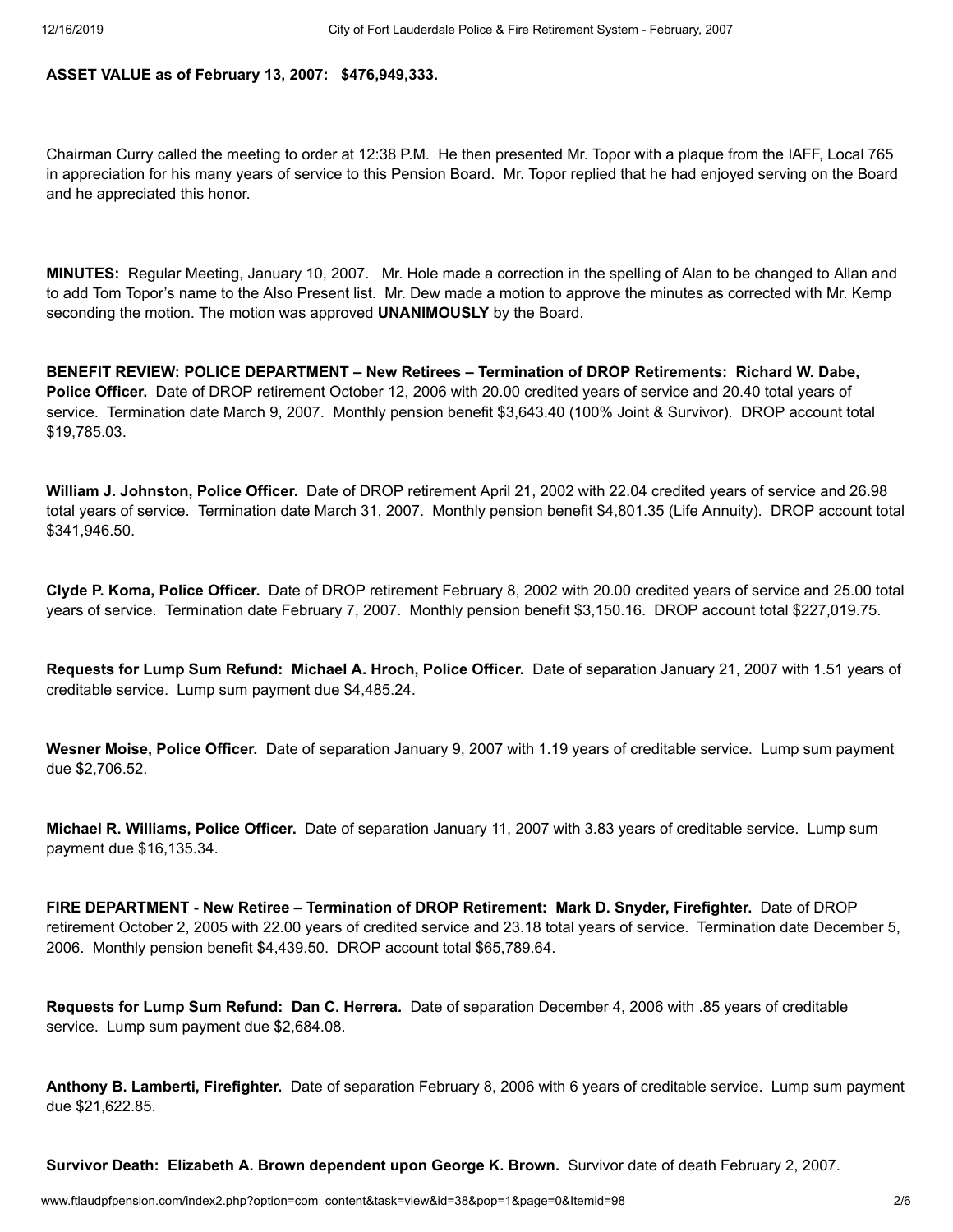**ASSET VALUE as of February 13, 2007: $476,949,333.**

Chairman Curry called the meeting to order at 12:38 P.M. He then presented Mr. Topor with a plaque from the IAFF, Local 765 in appreciation for his many years of service to this Pension Board. Mr. Topor replied that he had enjoyed serving on the Board and he appreciated this honor.

**MINUTES:** Regular Meeting, January 10, 2007. Mr. Hole made a correction in the spelling of Alan to be changed to Allan and to add Tom Topor's name to the Also Present list. Mr. Dew made a motion to approve the minutes as corrected with Mr. Kemp seconding the motion. The motion was approved **UNANIMOUSLY** by the Board.

**BENEFIT REVIEW: POLICE DEPARTMENT – New Retirees – Termination of DROP Retirements: Richard W. Dabe, Police Officer.** Date of DROP retirement October 12, 2006 with 20.00 credited years of service and 20.40 total years of service. Termination date March 9, 2007. Monthly pension benefit $3,643.40 (100% Joint & Survivor). DROP account total $19,785.03.

**William J. Johnston, Police Officer.** Date of DROP retirement April 21, 2002 with 22.04 credited years of service and 26.98 total years of service. Termination date March 31, 2007. Monthly pension benefit $4,801.35 (Life Annuity). DROP account total $341,946.50.

**Clyde P. Koma, Police Officer.** Date of DROP retirement February 8, 2002 with 20.00 credited years of service and 25.00 total years of service. Termination date February 7, 2007. Monthly pension benefit $3,150.16. DROP account total $227,019.75.

**Requests for Lump Sum Refund: Michael A. Hroch, Police Officer.** Date of separation January 21, 2007 with 1.51 years of creditable service. Lump sum payment due $4,485.24.

**Wesner Moise, Police Officer.** Date of separation January 9, 2007 with 1.19 years of creditable service. Lump sum payment due $2,706.52.

**Michael R. Williams, Police Officer.** Date of separation January 11, 2007 with 3.83 years of creditable service. Lump sum payment due $16,135.34.

**FIRE DEPARTMENT - New Retiree – Termination of DROP Retirement: Mark D. Snyder, Firefighter.** Date of DROP retirement October 2, 2005 with 22.00 years of credited service and 23.18 total years of service. Termination date December 5, 2006. Monthly pension benefit $4,439.50. DROP account total $65,789.64.

**Requests for Lump Sum Refund: Dan C. Herrera.** Date of separation December 4, 2006 with .85 years of creditable service. Lump sum payment due $2,684.08.

**Anthony B. Lamberti, Firefighter.** Date of separation February 8, 2006 with 6 years of creditable service. Lump sum payment due $21,622.85.

**Survivor Death: Elizabeth A. Brown dependent upon George K. Brown.** Survivor date of death February 2, 2007.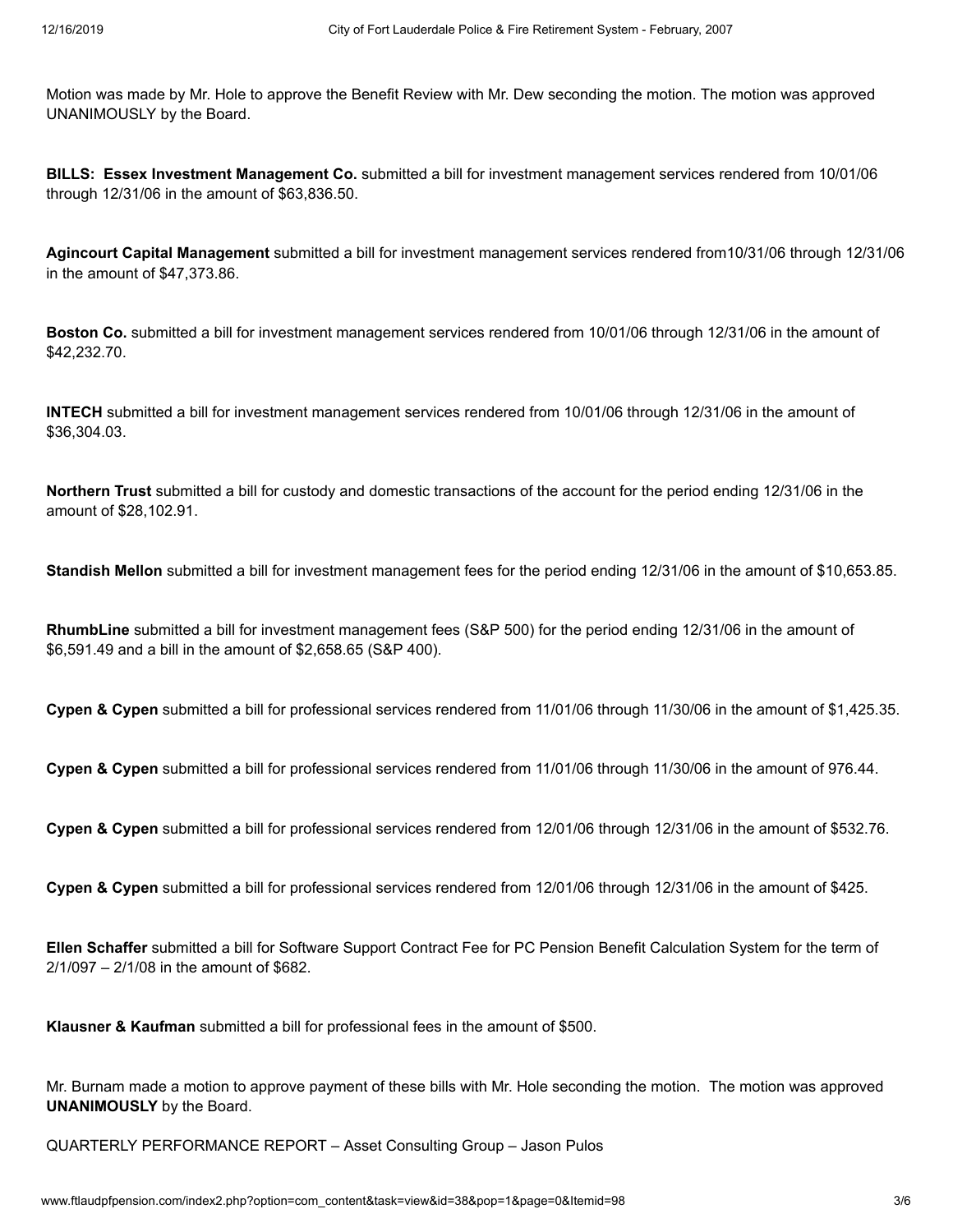Motion was made by Mr. Hole to approve the Benefit Review with Mr. Dew seconding the motion. The motion was approved UNANIMOUSLY by the Board.

**BILLS: Essex Investment Management Co.** submitted a bill for investment management services rendered from 10/01/06 through 12/31/06 in the amount of $63,836.50.

**Agincourt Capital Management** submitted a bill for investment management services rendered from10/31/06 through 12/31/06 in the amount of $47,373.86.

**Boston Co.** submitted a bill for investment management services rendered from 10/01/06 through 12/31/06 in the amount of $42,232.70.

**INTECH** submitted a bill for investment management services rendered from 10/01/06 through 12/31/06 in the amount of $36,304.03.

**Northern Trust** submitted a bill for custody and domestic transactions of the account for the period ending 12/31/06 in the amount of $28,102.91.

**Standish Mellon** submitted a bill for investment management fees for the period ending 12/31/06 in the amount of $10,653.85.

**RhumbLine** submitted a bill for investment management fees (S&P 500) for the period ending 12/31/06 in the amount of $6,591.49 and a bill in the amount of $2,658.65 (S&P 400).

**Cypen & Cypen** submitted a bill for professional services rendered from 11/01/06 through 11/30/06 in the amount of $1,425.35.

**Cypen & Cypen** submitted a bill for professional services rendered from 11/01/06 through 11/30/06 in the amount of 976.44.

**Cypen & Cypen** submitted a bill for professional services rendered from 12/01/06 through 12/31/06 in the amount of $532.76.

**Cypen & Cypen** submitted a bill for professional services rendered from 12/01/06 through 12/31/06 in the amount of $425.

**Ellen Schaffer** submitted a bill for Software Support Contract Fee for PC Pension Benefit Calculation System for the term of 2/1/097 – 2/1/08 in the amount of $682.

**Klausner & Kaufman** submitted a bill for professional fees in the amount of $500.

Mr. Burnam made a motion to approve payment of these bills with Mr. Hole seconding the motion. The motion was approved **UNANIMOUSLY** by the Board.

QUARTERLY PERFORMANCE REPORT – Asset Consulting Group – Jason Pulos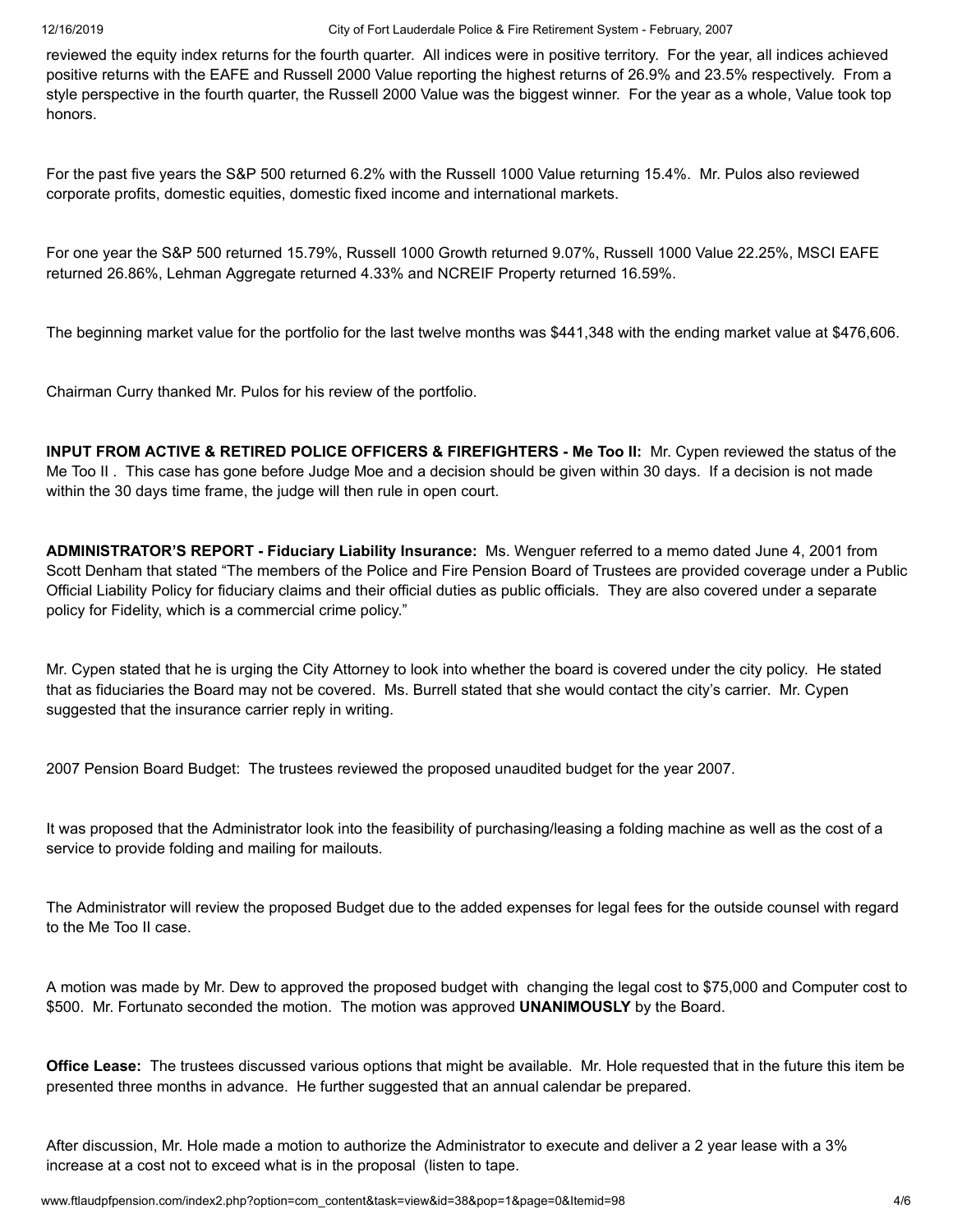reviewed the equity index returns for the fourth quarter. All indices were in positive territory. For the year, all indices achieved positive returns with the EAFE and Russell 2000 Value reporting the highest returns of 26.9% and 23.5% respectively. From a style perspective in the fourth quarter, the Russell 2000 Value was the biggest winner. For the year as a whole, Value took top honors.

For the past five years the S&P 500 returned 6.2% with the Russell 1000 Value returning 15.4%. Mr. Pulos also reviewed corporate profits, domestic equities, domestic fixed income and international markets.

For one year the S&P 500 returned 15.79%, Russell 1000 Growth returned 9.07%, Russell 1000 Value 22.25%, MSCI EAFE returned 26.86%, Lehman Aggregate returned 4.33% and NCREIF Property returned 16.59%.

The beginning market value for the portfolio for the last twelve months was $441,348 with the ending market value at $476,606.

Chairman Curry thanked Mr. Pulos for his review of the portfolio.

**INPUT FROM ACTIVE & RETIRED POLICE OFFICERS & FIREFIGHTERS - Me Too II:** Mr. Cypen reviewed the status of the Me Too II . This case has gone before Judge Moe and a decision should be given within 30 days. If a decision is not made within the 30 days time frame, the judge will then rule in open court.

**ADMINISTRATOR'S REPORT - Fiduciary Liability Insurance:** Ms. Wenguer referred to a memo dated June 4, 2001 from Scott Denham that stated "The members of the Police and Fire Pension Board of Trustees are provided coverage under a Public Official Liability Policy for fiduciary claims and their official duties as public officials. They are also covered under a separate policy for Fidelity, which is a commercial crime policy."

Mr. Cypen stated that he is urging the City Attorney to look into whether the board is covered under the city policy. He stated that as fiduciaries the Board may not be covered. Ms. Burrell stated that she would contact the city's carrier. Mr. Cypen suggested that the insurance carrier reply in writing.

2007 Pension Board Budget: The trustees reviewed the proposed unaudited budget for the year 2007.

It was proposed that the Administrator look into the feasibility of purchasing/leasing a folding machine as well as the cost of a service to provide folding and mailing for mailouts.

The Administrator will review the proposed Budget due to the added expenses for legal fees for the outside counsel with regard to the Me Too II case.

A motion was made by Mr. Dew to approved the proposed budget with changing the legal cost to $75,000 and Computer cost to $500. Mr. Fortunato seconded the motion. The motion was approved **UNANIMOUSLY** by the Board.

**Office Lease:** The trustees discussed various options that might be available. Mr. Hole requested that in the future this item be presented three months in advance. He further suggested that an annual calendar be prepared.

After discussion, Mr. Hole made a motion to authorize the Administrator to execute and deliver a 2 year lease with a 3% increase at a cost not to exceed what is in the proposal (listen to tape.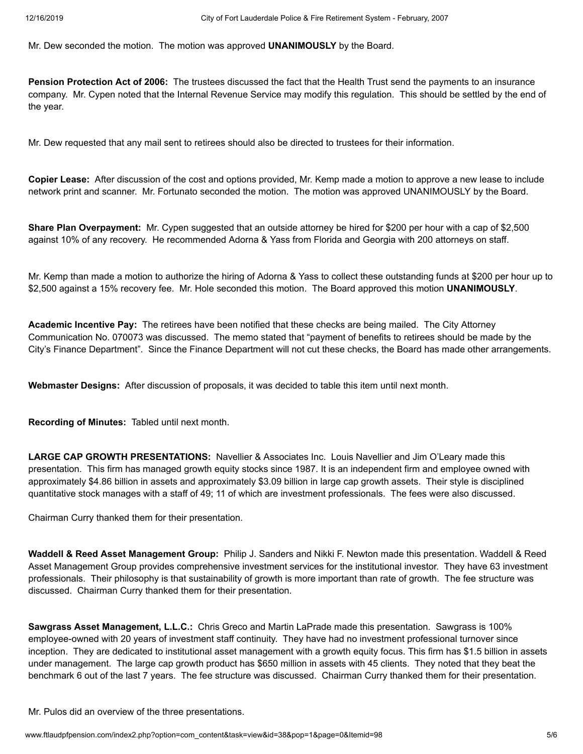Mr. Dew seconded the motion. The motion was approved **UNANIMOUSLY** by the Board.

**Pension Protection Act of 2006:** The trustees discussed the fact that the Health Trust send the payments to an insurance company. Mr. Cypen noted that the Internal Revenue Service may modify this regulation. This should be settled by the end of the year.

Mr. Dew requested that any mail sent to retirees should also be directed to trustees for their information.

**Copier Lease:** After discussion of the cost and options provided, Mr. Kemp made a motion to approve a new lease to include network print and scanner. Mr. Fortunato seconded the motion. The motion was approved UNANIMOUSLY by the Board.

**Share Plan Overpayment:** Mr. Cypen suggested that an outside attorney be hired for $200 per hour with a cap of $2,500 against 10% of any recovery. He recommended Adorna & Yass from Florida and Georgia with 200 attorneys on staff.

Mr. Kemp than made a motion to authorize the hiring of Adorna & Yass to collect these outstanding funds at $200 per hour up to $2,500 against a 15% recovery fee. Mr. Hole seconded this motion. The Board approved this motion **UNANIMOUSLY**.

**Academic Incentive Pay:** The retirees have been notified that these checks are being mailed. The City Attorney Communication No. 070073 was discussed. The memo stated that "payment of benefits to retirees should be made by the City's Finance Department". Since the Finance Department will not cut these checks, the Board has made other arrangements.

**Webmaster Designs:** After discussion of proposals, it was decided to table this item until next month.

**Recording of Minutes:** Tabled until next month.

**LARGE CAP GROWTH PRESENTATIONS:** Navellier & Associates Inc. Louis Navellier and Jim O'Leary made this presentation. This firm has managed growth equity stocks since 1987. It is an independent firm and employee owned with approximately $4.86 billion in assets and approximately $3.09 billion in large cap growth assets. Their style is disciplined quantitative stock manages with a staff of 49; 11 of which are investment professionals. The fees were also discussed.

Chairman Curry thanked them for their presentation.

**Waddell & Reed Asset Management Group:** Philip J. Sanders and Nikki F. Newton made this presentation. Waddell & Reed Asset Management Group provides comprehensive investment services for the institutional investor. They have 63 investment professionals. Their philosophy is that sustainability of growth is more important than rate of growth. The fee structure was discussed. Chairman Curry thanked them for their presentation.

**Sawgrass Asset Management, L.L.C.:** Chris Greco and Martin LaPrade made this presentation. Sawgrass is 100% employee-owned with 20 years of investment staff continuity. They have had no investment professional turnover since inception. They are dedicated to institutional asset management with a growth equity focus. This firm has $1.5 billion in assets under management. The large cap growth product has $650 million in assets with 45 clients. They noted that they beat the benchmark 6 out of the last 7 years. The fee structure was discussed. Chairman Curry thanked them for their presentation.

Mr. Pulos did an overview of the three presentations.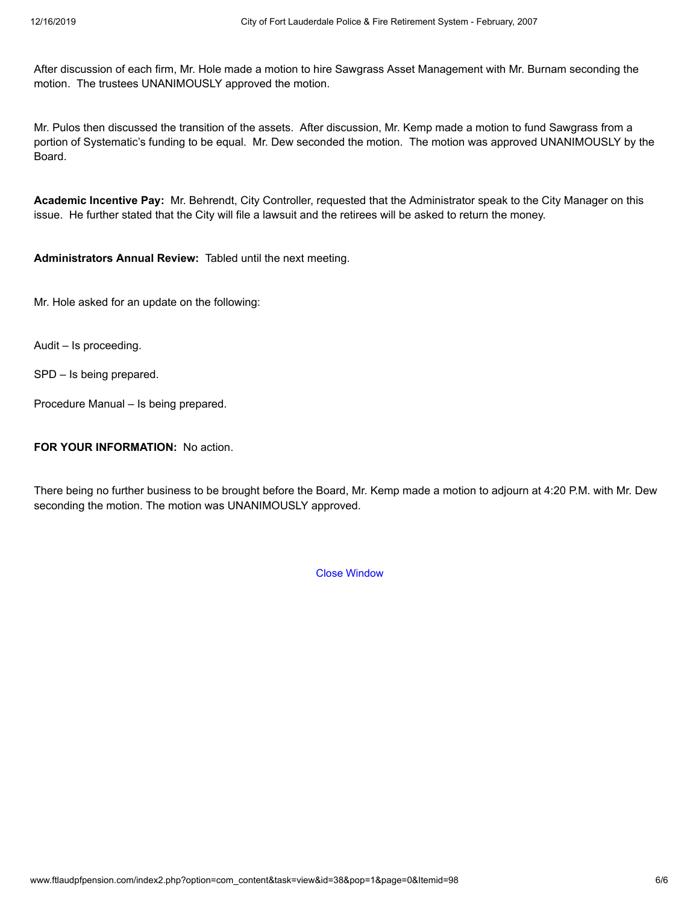After discussion of each firm, Mr. Hole made a motion to hire Sawgrass Asset Management with Mr. Burnam seconding the motion. The trustees UNANIMOUSLY approved the motion.

Mr. Pulos then discussed the transition of the assets. After discussion, Mr. Kemp made a motion to fund Sawgrass from a portion of Systematic's funding to be equal. Mr. Dew seconded the motion. The motion was approved UNANIMOUSLY by the Board.

**Academic Incentive Pay:** Mr. Behrendt, City Controller, requested that the Administrator speak to the City Manager on this issue. He further stated that the City will file a lawsuit and the retirees will be asked to return the money.

**Administrators Annual Review:** Tabled until the next meeting.

Mr. Hole asked for an update on the following:

Audit – Is proceeding.

SPD – Is being prepared.

Procedure Manual – Is being prepared.

**FOR YOUR INFORMATION:** No action.

There being no further business to be brought before the Board, Mr. Kemp made a motion to adjourn at 4:20 P.M. with Mr. Dew seconding the motion. The motion was UNANIMOUSLY approved.

Close Window